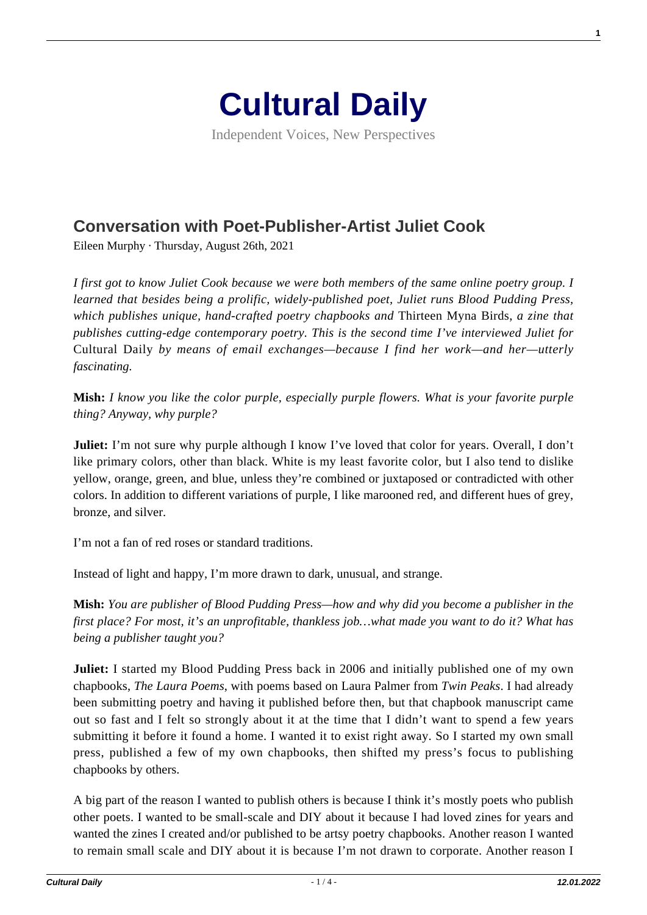# Cultural Daily

Independent Voices, New Perspectives

## Conversation with Poet-Publisher-Artist Juliet Cook

Eileen Murphy · Thursday, August 26th, 2021

*I first got to know Juliet Cook because we were both members of the same online poetry group. I learned that besides being a prolific, widely-published poet, Juliet runs Blood Pudding Press, which publishes unique, hand-crafted poetry chapbooks and* Thirteen Myna Birds, *a zine that publishes cutting-edge contemporary poetry. This is the second time I've interviewed Juliet for* Cultural Daily *by means of email exchanges—because I find her work—and her—utterly fascinating.*

**Mish:** *I know you like the color purple, especially purple flowers. What is your favorite purple thing? Anyway, why purple?*

**Juliet:** I'm not sure why purple although I know I've loved that color for years. Overall, I don't like primary colors, other than black. White is my least favorite color, but I also tend to dislike yellow, orange, green, and blue, unless they're combined or juxtaposed or contradicted with other colors. In addition to different variations of purple, I like marooned red, and different hues of grey, bronze, and silver.

I'm not a fan of red roses or standard traditions.

Instead of light and happy, I'm more drawn to dark, unusual, and strange.

**Mish:** *You are publisher of Blood Pudding Press—how and why did you become a publisher in the first place? For most, it's an unprofitable, thankless job…what made you want to do it? What has being a publisher taught you?*

**Juliet:** I started my Blood Pudding Press back in 2006 and initially published one of my own chapbooks, *The Laura Poems*, with poems based on Laura Palmer from *Twin Peaks*. I had already been submitting poetry and having it published before then, but that chapbook manuscript came out so fast and I felt so strongly about it at the time that I didn't want to spend a few years submitting it before it found a home. I wanted it to exist right away. So I started my own small press, published a few of my own chapbooks, then shifted my press's focus to publishing chapbooks by others.

A big part of the reason I wanted to publish others is because I think it's mostly poets who publish other poets. I wanted to be small-scale and DIY about it because I had loved zines for years and wanted the zines I created and/or published to be artsy poetry chapbooks. Another reason I wanted to remain small scale and DIY about it is because I'm not drawn to corporate. Another reason I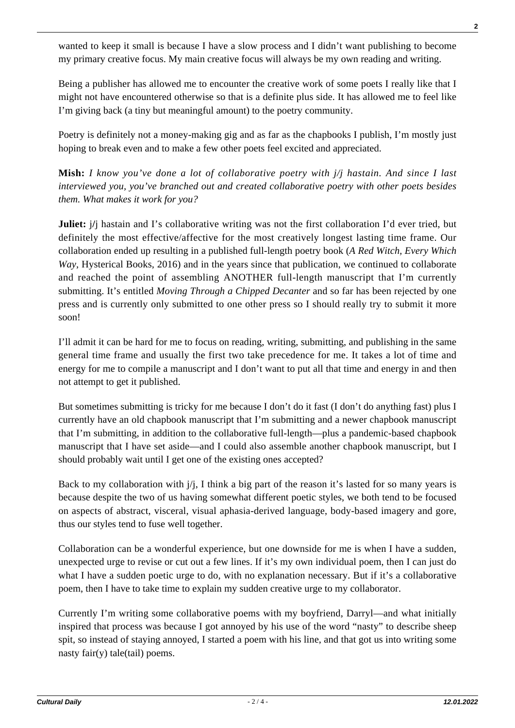wanted to keep it small is because I have a slow process and I didn't want publishing to become my primary creative focus. My main creative focus will always be my own reading and writing.

Being a publisher has allowed me to encounter the creative work of some poets I really like that I might not have encountered otherwise so that is a definite plus side. It has allowed me to feel like I'm giving back (a tiny but meaningful amount) to the poetry community.

Poetry is definitely not a money-making gig and as far as the chapbooks I publish, I'm mostly just hoping to break even and to make a few other poets feel excited and appreciated.

**Mish:** *I know you've done a lot of collaborative poetry with j/j hastain. And since I last interviewed you, you've branched out and created collaborative poetry with other poets besides them. What makes it work for you?*

**Juliet:** j/j hastain and I's collaborative writing was not the first collaboration I'd ever tried, but definitely the most effective/affective for the most creatively longest lasting time frame. Our collaboration ended up resulting in a published full-length poetry book (*A Red Witch, Every Which Way*, Hysterical Books, 2016) and in the years since that publication, we continued to collaborate and reached the point of assembling ANOTHER full-length manuscript that I'm currently submitting. It's entitled *Moving Through a Chipped Decanter* and so far has been rejected by one press and is currently only submitted to one other press so I should really try to submit it more soon!

I'll admit it can be hard for me to focus on reading, writing, submitting, and publishing in the same general time frame and usually the first two take precedence for me. It takes a lot of time and energy for me to compile a manuscript and I don't want to put all that time and energy in and then not attempt to get it published.

But sometimes submitting is tricky for me because I don't do it fast (I don't do anything fast) plus I currently have an old chapbook manuscript that I'm submitting and a newer chapbook manuscript that I'm submitting, in addition to the collaborative full-length—plus a pandemic-based chapbook manuscript that I have set aside—and I could also assemble another chapbook manuscript, but I should probably wait until I get one of the existing ones accepted?

Back to my collaboration with j/j, I think a big part of the reason it's lasted for so many years is because despite the two of us having somewhat different poetic styles, we both tend to be focused on aspects of abstract, visceral, visual aphasia-derived language, body-based imagery and gore, thus our styles tend to fuse well together.

Collaboration can be a wonderful experience, but one downside for me is when I have a sudden, unexpected urge to revise or cut out a few lines. If it's my own individual poem, then I can just do what I have a sudden poetic urge to do, with no explanation necessary. But if it's a collaborative poem, then I have to take time to explain my sudden creative urge to my collaborator.

Currently I'm writing some collaborative poems with my boyfriend, Darryl—and what initially inspired that process was because I got annoyed by his use of the word "nasty" to describe sheep spit, so instead of staying annoyed, I started a poem with his line, and that got us into writing some nasty fair(y) tale(tail) poems.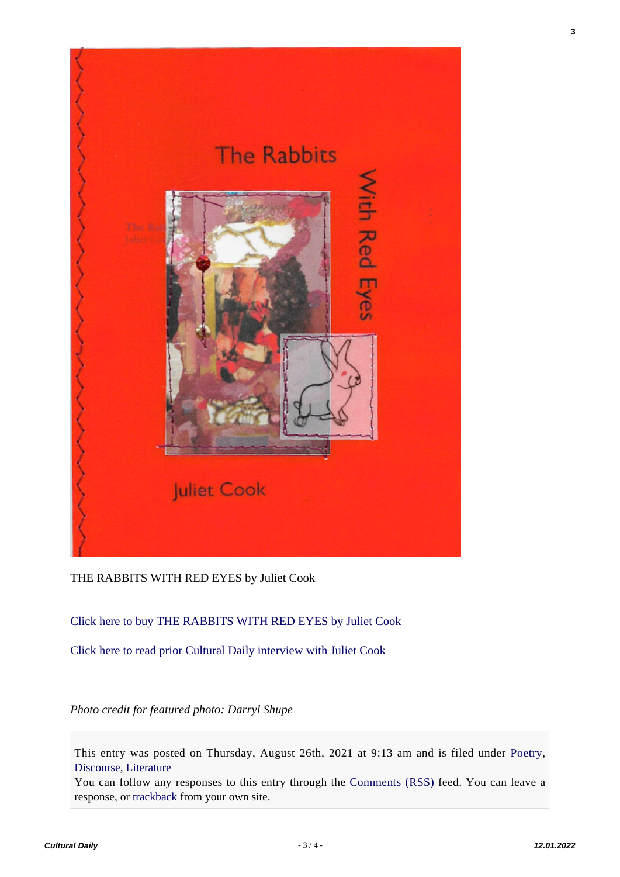THE RABBITS WITH RED EYES by Juliet Cook

Click here to buy THE RABBITS WITH RED EYES by Juliet Cook

Click here to read prior Cultural Daily interview with Juliet Cook

*Photo credit for featured photo: Darryl Shupe*

This entry was posted on Thursday, August 26th, 2021 at 9:13 am and is filed under Poetry, Discourse, Literature
You can follow any responses to this entry through the Comments (RSS) feed. You can leave a response, or trackback from your own site.